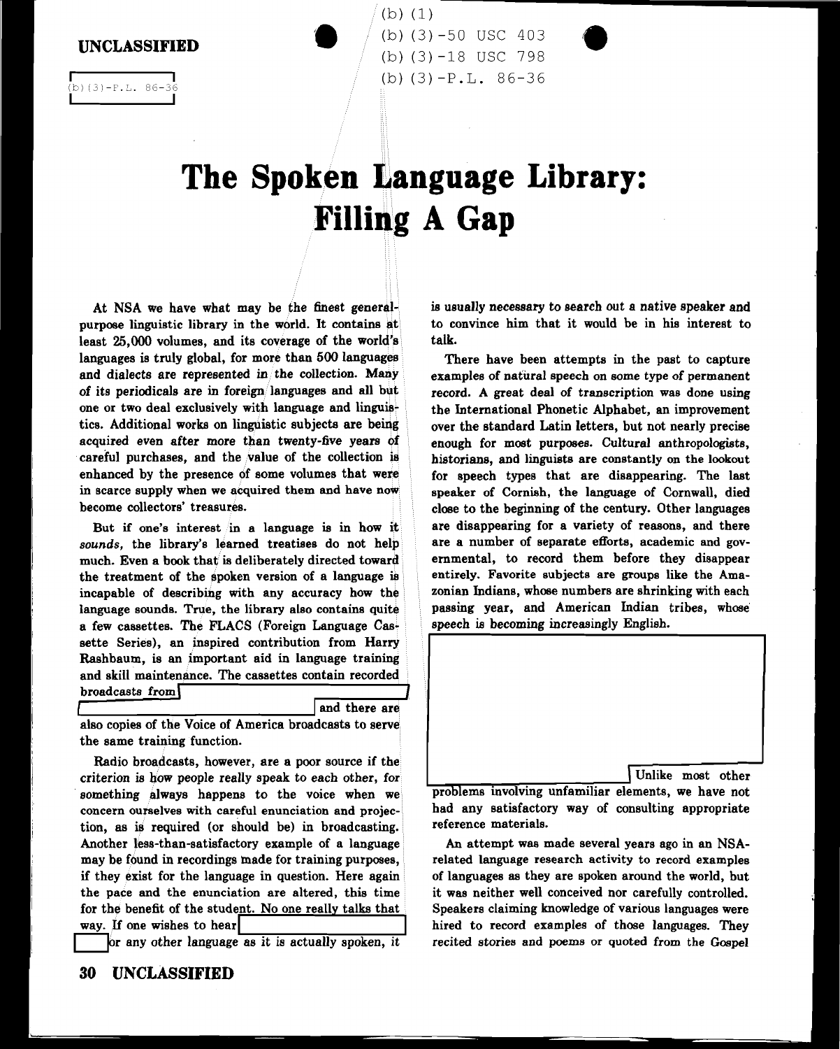UNCLASSIFIED

(b)(3)-P.L. 86-36

(b)(1)
(b)(3)-50 USC 403
(b)(3)-18 USC 798
(b)(3)-P.L. 86-36

# The Spoken Language Library: Filling A Gap

At NSA we have what may be the finest general-purpose linguistic library in the world. It contains at least 25,000 volumes, and its coverage of the world's languages is truly global, for more than 500 languages and dialects are represented in the collection. Many of its periodicals are in foreign languages and all but one or two deal exclusively with language and linguistics. Additional works on linguistic subjects are being acquired even after more than twenty-five years of careful purchases, and the value of the collection is enhanced by the presence of some volumes that were in scarce supply when we acquired them and have now become collectors' treasures.

But if one's interest in a language is in how it *sounds*, the library's learned treatises do not help much. Even a book that is deliberately directed toward the treatment of the spoken version of a language is incapable of describing with any accuracy how the language sounds. True, the library also contains quite a few cassettes. The FLACS (Foreign Language Cassette Series), an inspired contribution from Harry Rashbaum, is an important aid in language training and skill maintenance. The cassettes contain recorded broadcasts from [REDACTED] and there are also copies of the Voice of America broadcasts to serve the same training function.

Radio broadcasts, however, are a poor source if the criterion is how people really speak to each other, for something always happens to the voice when we concern ourselves with careful enunciation and projection, as is required (or should be) in broadcasting. Another less-than-satisfactory example of a language may be found in recordings made for training purposes, if they exist for the language in question. Here again the pace and the enunciation are altered, this time for the benefit of the student. No one really talks that way. If one wishes to hear [REDACTED] or any other language as it is actually spoken, it is usually necessary to search out a native speaker and to convince him that it would be in his interest to talk.

There have been attempts in the past to capture examples of natural speech on some type of permanent record. A great deal of transcription was done using the International Phonetic Alphabet, an improvement over the standard Latin letters, but not nearly precise enough for most purposes. Cultural anthropologists, historians, and linguists are constantly on the lookout for speech types that are disappearing. The last speaker of Cornish, the language of Cornwall, died close to the beginning of the century. Other languages are disappearing for a variety of reasons, and there are a number of separate efforts, academic and governmental, to record them before they disappear entirely. Favorite subjects are groups like the Amazonian Indians, whose numbers are shrinking with each passing year, and American Indian tribes, whose speech is becoming increasingly English.

[REDACTED] Unlike most other problems involving unfamiliar elements, we have not had any satisfactory way of consulting appropriate reference materials.

An attempt was made several years ago in an NSA-related language research activity to record examples of languages as they are spoken around the world, but it was neither well conceived nor carefully controlled. Speakers claiming knowledge of various languages were hired to record examples of those languages. They recited stories and poems or quoted from the Gospel

UNCLASSIFIED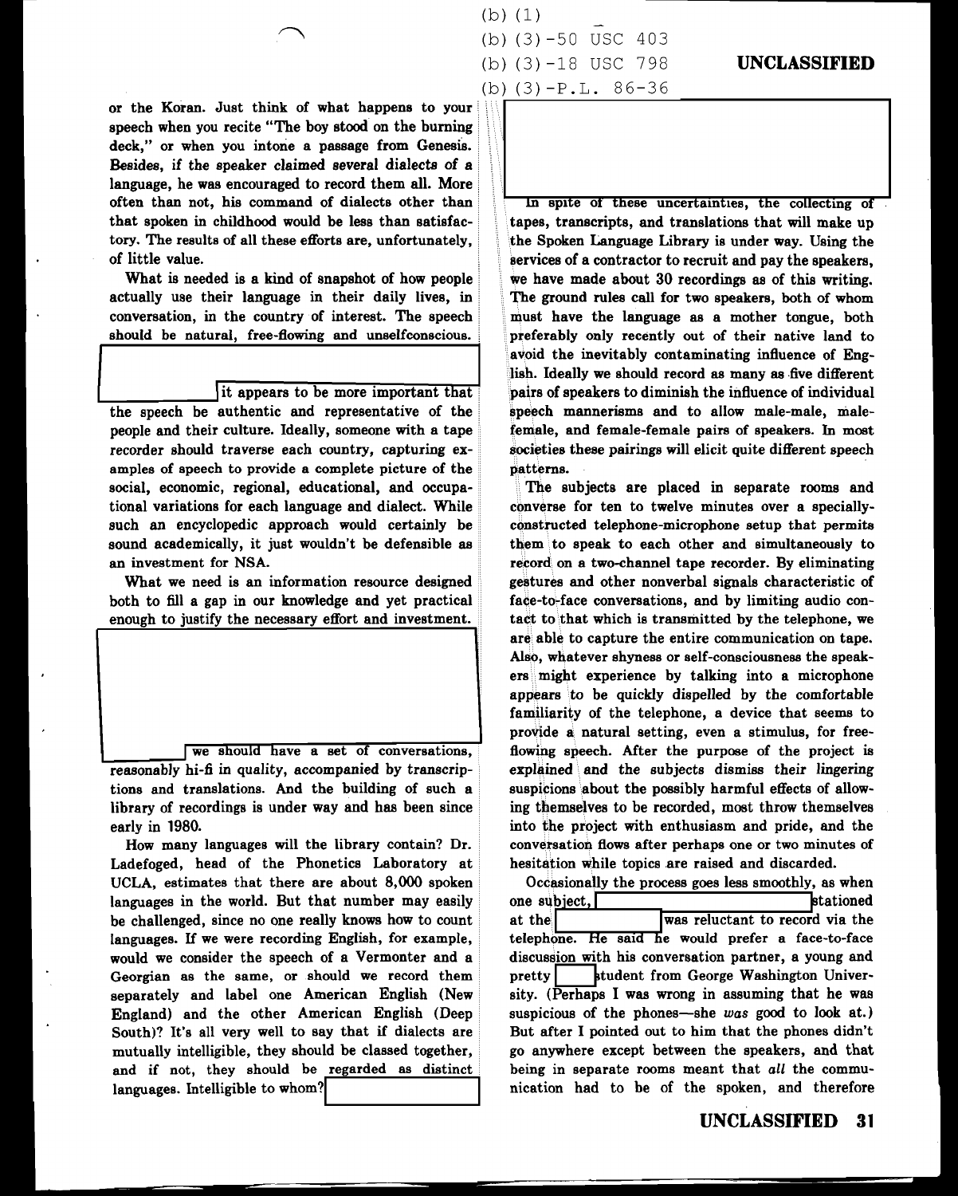(b) (1)
(b) (3)-50 USC 403
(b) (3)-18 USC 798
(b) (3)-P.L. 86-36

or the Koran. Just think of what happens to your speech when you recite "The boy stood on the burning deck," or when you intone a passage from Genesis. Besides, if the speaker claimed several dialects of a language, he was encouraged to record them all. More often than not, his command of dialects other than that spoken in childhood would be less than satisfactory. The results of all these efforts are, unfortunately, of little value.

What is needed is a kind of snapshot of how people actually use their language in their daily lives, in conversation, in the country of interest. The speech should be natural, free-flowing and unselfconscious. [redacted] it appears to be more important that the speech be authentic and representative of the people and their culture. Ideally, someone with a tape recorder should traverse each country, capturing examples of speech to provide a complete picture of the social, economic, regional, educational, and occupational variations for each language and dialect. While such an encyclopedic approach would certainly be sound academically, it just wouldn't be defensible as an investment for NSA.

What we need is an information resource designed both to fill a gap in our knowledge and yet practical enough to justify the necessary effort and investment. [redacted] we should have a set of conversations, reasonably hi-fi in quality, accompanied by transcriptions and translations. And the building of such a library of recordings is under way and has been since early in 1980.

How many languages will the library contain? Dr. Ladefoged, head of the Phonetics Laboratory at UCLA, estimates that there are about 8,000 spoken languages in the world. But that number may easily be challenged, since no one really knows how to count languages. If we were recording English, for example, would we consider the speech of a Vermonter and a Georgian as the same, or should we record them separately and label one American English (New England) and the other American English (Deep South)? It's all very well to say that if dialects are mutually intelligible, they should be classed together, and if not, they should be regarded as distinct languages. Intelligible to whom? [redacted]

In spite of these uncertainties, the collecting of tapes, transcripts, and translations that will make up the Spoken Language Library is under way. Using the services of a contractor to recruit and pay the speakers, we have made about 30 recordings as of this writing. The ground rules call for two speakers, both of whom must have the language as a mother tongue, both preferably only recently out of their native land to avoid the inevitably contaminating influence of English. Ideally we should record as many as five different pairs of speakers to diminish the influence of individual speech mannerisms and to allow male-male, male-female, and female-female pairs of speakers. In most societies these pairings will elicit quite different speech patterns.

The subjects are placed in separate rooms and converse for ten to twelve minutes over a specially-constructed telephone-microphone setup that permits them to speak to each other and simultaneously to record on a two-channel tape recorder. By eliminating gestures and other nonverbal signals characteristic of face-to-face conversations, and by limiting audio contact to that which is transmitted by the telephone, we are able to capture the entire communication on tape. Also, whatever shyness or self-consciousness the speakers might experience by talking into a microphone appears to be quickly dispelled by the comfortable familiarity of the telephone, a device that seems to provide a natural setting, even a stimulus, for free-flowing speech. After the purpose of the project is explained and the subjects dismiss their lingering suspicions about the possibly harmful effects of allowing themselves to be recorded, most throw themselves into the project with enthusiasm and pride, and the conversation flows after perhaps one or two minutes of hesitation while topics are raised and discarded.

Occasionally the process goes less smoothly, as when one subject, [redacted] stationed at the [redacted] was reluctant to record via the telephone. He said he would prefer a face-to-face discussion with his conversation partner, a young and pretty [redacted] student from George Washington University. (Perhaps I was wrong in assuming that he was suspicious of the phones—she *was* good to look at.) But after I pointed out to him that the phones didn't go anywhere except between the speakers, and that being in separate rooms meant that *all* the communication had to be of the spoken, and therefore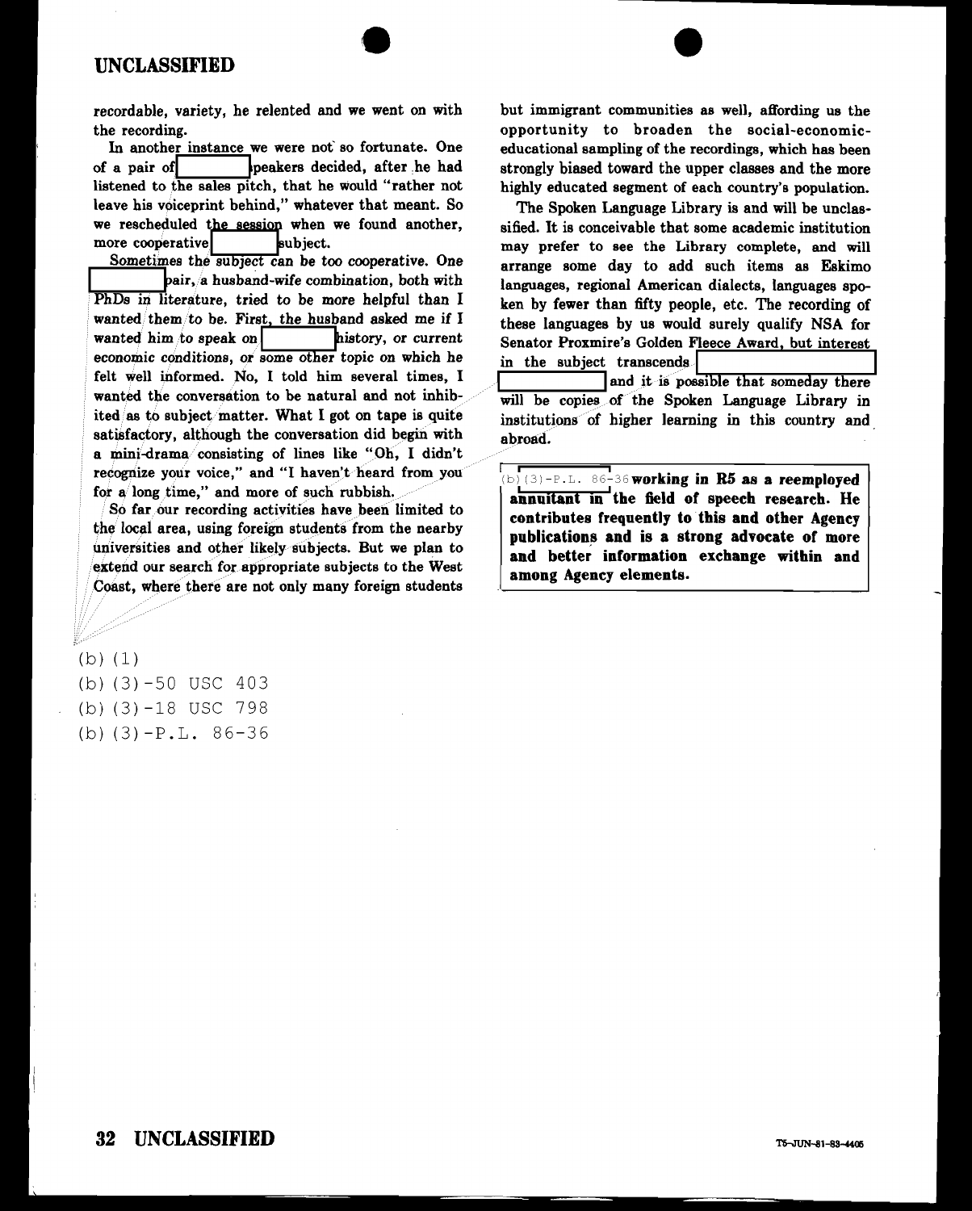recordable, variety, he relented and we went on with the recording.

In another instance we were not so fortunate. One of a pair of [redacted] speakers decided, after he had listened to the sales pitch, that he would "rather not leave his voiceprint behind," whatever that meant. So we rescheduled the session when we found another, more cooperative [redacted] subject.

Sometimes the subject can be too cooperative. One [redacted] pair, a husband-wife combination, both with PhDs in literature, tried to be more helpful than I wanted them to be. First, the husband asked me if I wanted him to speak on [redacted] history, or current economic conditions, or some other topic on which he felt well informed. No, I told him several times, I wanted the conversation to be natural and not inhibited as to subject matter. What I got on tape is quite satisfactory, although the conversation did begin with a mini-drama consisting of lines like "Oh, I didn't recognize your voice," and "I haven't heard from you for a long time," and more of such rubbish.

So far our recording activities have been limited to the local area, using foreign students from the nearby universities and other likely subjects. But we plan to extend our search for appropriate subjects to the West Coast, where there are not only many foreign students but immigrant communities as well, affording us the opportunity to broaden the social-economic-educational sampling of the recordings, which has been strongly biased toward the upper classes and the more highly educated segment of each country's population.

The Spoken Language Library is and will be unclassified. It is conceivable that some academic institution may prefer to see the Library complete, and will arrange some day to add such items as Eskimo languages, regional American dialects, languages spoken by fewer than fifty people, etc. The recording of these languages by us would surely qualify NSA for Senator Proxmire's Golden Fleece Award, but interest in the subject transcends [redacted] and it is possible that someday there will be copies of the Spoken Language Library in institutions of higher learning in this country and abroad.

**(b)(3)-P.L. 86-36 working in R5 as a reemployed annuitant in the field of speech research. He contributes frequently to this and other Agency publications and is a strong advocate of more and better information exchange within and among Agency elements.**

(b)(1)
(b)(3)-50 USC 403
(b)(3)-18 USC 798
(b)(3)-P.L. 86-36